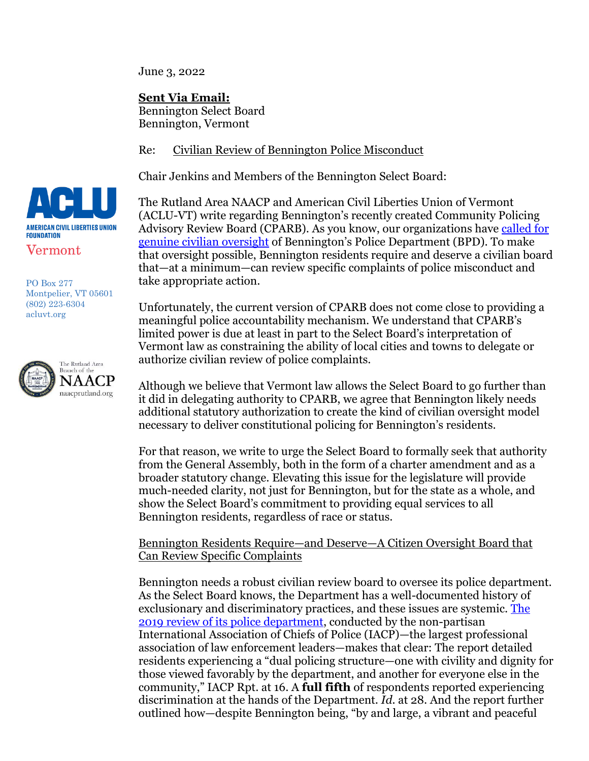June 3, 2022

**Sent Via Email:**
Bennington Select Board
Bennington, Vermont

Re: Civilian Review of Bennington Police Misconduct

Chair Jenkins and Members of the Bennington Select Board:

ACLU
AMERICAN CIVIL LIBERTIES UNION FOUNDATION
Vermont

PO Box 277
Montpelier, VT 05601
(802) 223-6304
acluvt.org

The Rutland Area Branch of the NAACP
naacprutland.org

The Rutland Area NAACP and American Civil Liberties Union of Vermont (ACLU-VT) write regarding Bennington's recently created Community Policing Advisory Review Board (CPARB). As you know, our organizations have called for genuine civilian oversight of Bennington's Police Department (BPD). To make that oversight possible, Bennington residents require and deserve a civilian board that—at a minimum—can review specific complaints of police misconduct and take appropriate action.

Unfortunately, the current version of CPARB does not come close to providing a meaningful police accountability mechanism. We understand that CPARB's limited power is due at least in part to the Select Board's interpretation of Vermont law as constraining the ability of local cities and towns to delegate or authorize civilian review of police complaints.

Although we believe that Vermont law allows the Select Board to go further than it did in delegating authority to CPARB, we agree that Bennington likely needs additional statutory authorization to create the kind of civilian oversight model necessary to deliver constitutional policing for Bennington's residents.

For that reason, we write to urge the Select Board to formally seek that authority from the General Assembly, both in the form of a charter amendment and as a broader statutory change. Elevating this issue for the legislature will provide much-needed clarity, not just for Bennington, but for the state as a whole, and show the Select Board's commitment to providing equal services to all Bennington residents, regardless of race or status.

Bennington Residents Require—and Deserve—A Citizen Oversight Board that Can Review Specific Complaints

Bennington needs a robust civilian review board to oversee its police department. As the Select Board knows, the Department has a well-documented history of exclusionary and discriminatory practices, and these issues are systemic. The 2019 review of its police department, conducted by the non-partisan International Association of Chiefs of Police (IACP)—the largest professional association of law enforcement leaders—makes that clear: The report detailed residents experiencing a "dual policing structure—one with civility and dignity for those viewed favorably by the department, and another for everyone else in the community," IACP Rpt. at 16. A **full fifth** of respondents reported experiencing discrimination at the hands of the Department. *Id.* at 28. And the report further outlined how—despite Bennington being, "by and large, a vibrant and peaceful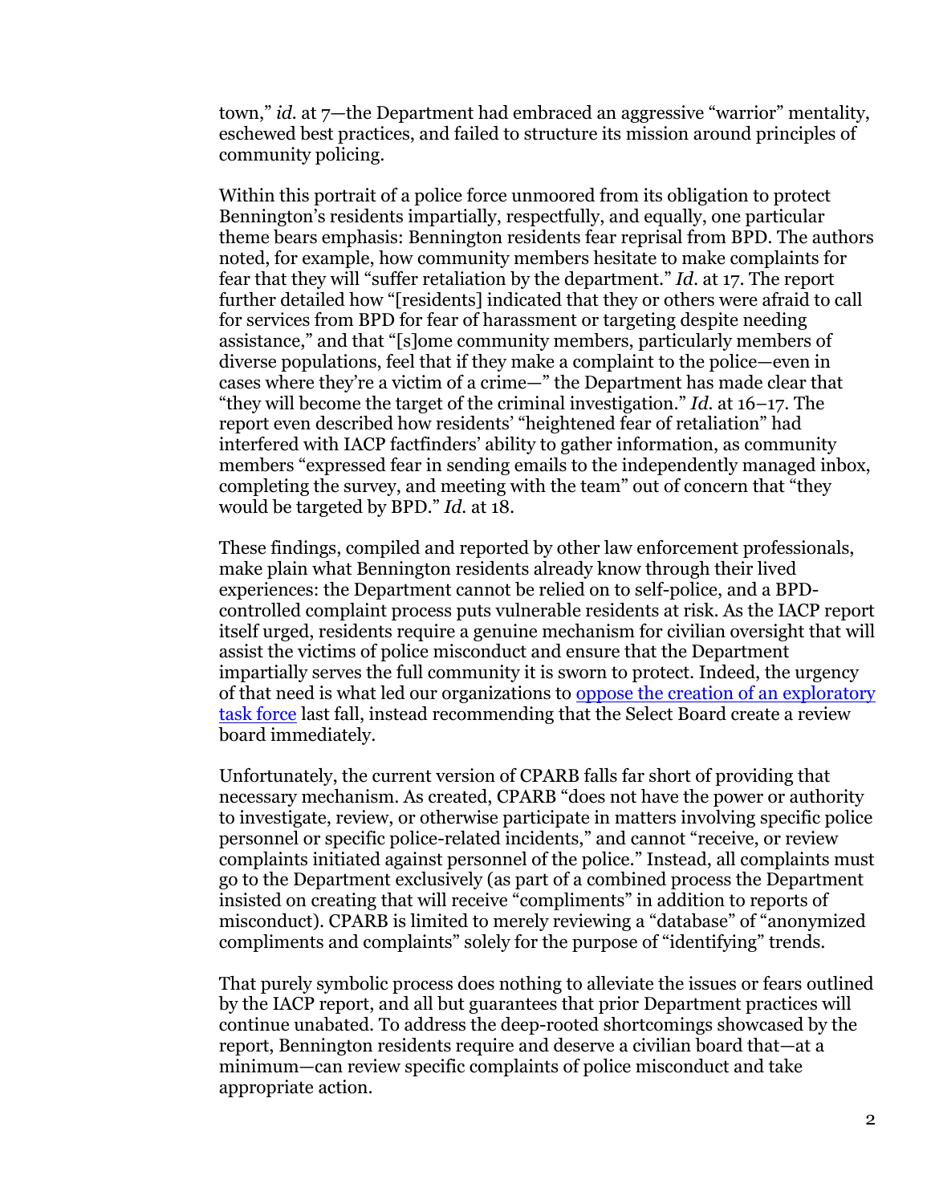town," *id.* at 7—the Department had embraced an aggressive "warrior" mentality, eschewed best practices, and failed to structure its mission around principles of community policing.

Within this portrait of a police force unmoored from its obligation to protect Bennington's residents impartially, respectfully, and equally, one particular theme bears emphasis: Bennington residents fear reprisal from BPD. The authors noted, for example, how community members hesitate to make complaints for fear that they will "suffer retaliation by the department." *Id.* at 17. The report further detailed how "[residents] indicated that they or others were afraid to call for services from BPD for fear of harassment or targeting despite needing assistance," and that "[s]ome community members, particularly members of diverse populations, feel that if they make a complaint to the police—even in cases where they're a victim of a crime—" the Department has made clear that "they will become the target of the criminal investigation." *Id.* at 16–17. The report even described how residents' "heightened fear of retaliation" had interfered with IACP factfinders' ability to gather information, as community members "expressed fear in sending emails to the independently managed inbox, completing the survey, and meeting with the team" out of concern that "they would be targeted by BPD." *Id.* at 18.

These findings, compiled and reported by other law enforcement professionals, make plain what Bennington residents already know through their lived experiences: the Department cannot be relied on to self-police, and a BPD-controlled complaint process puts vulnerable residents at risk. As the IACP report itself urged, residents require a genuine mechanism for civilian oversight that will assist the victims of police misconduct and ensure that the Department impartially serves the full community it is sworn to protect. Indeed, the urgency of that need is what led our organizations to oppose the creation of an exploratory task force last fall, instead recommending that the Select Board create a review board immediately.

Unfortunately, the current version of CPARB falls far short of providing that necessary mechanism. As created, CPARB "does not have the power or authority to investigate, review, or otherwise participate in matters involving specific police personnel or specific police-related incidents," and cannot "receive, or review complaints initiated against personnel of the police." Instead, all complaints must go to the Department exclusively (as part of a combined process the Department insisted on creating that will receive "compliments" in addition to reports of misconduct). CPARB is limited to merely reviewing a "database" of "anonymized compliments and complaints" solely for the purpose of "identifying" trends.

That purely symbolic process does nothing to alleviate the issues or fears outlined by the IACP report, and all but guarantees that prior Department practices will continue unabated. To address the deep-rooted shortcomings showcased by the report, Bennington residents require and deserve a civilian board that—at a minimum—can review specific complaints of police misconduct and take appropriate action.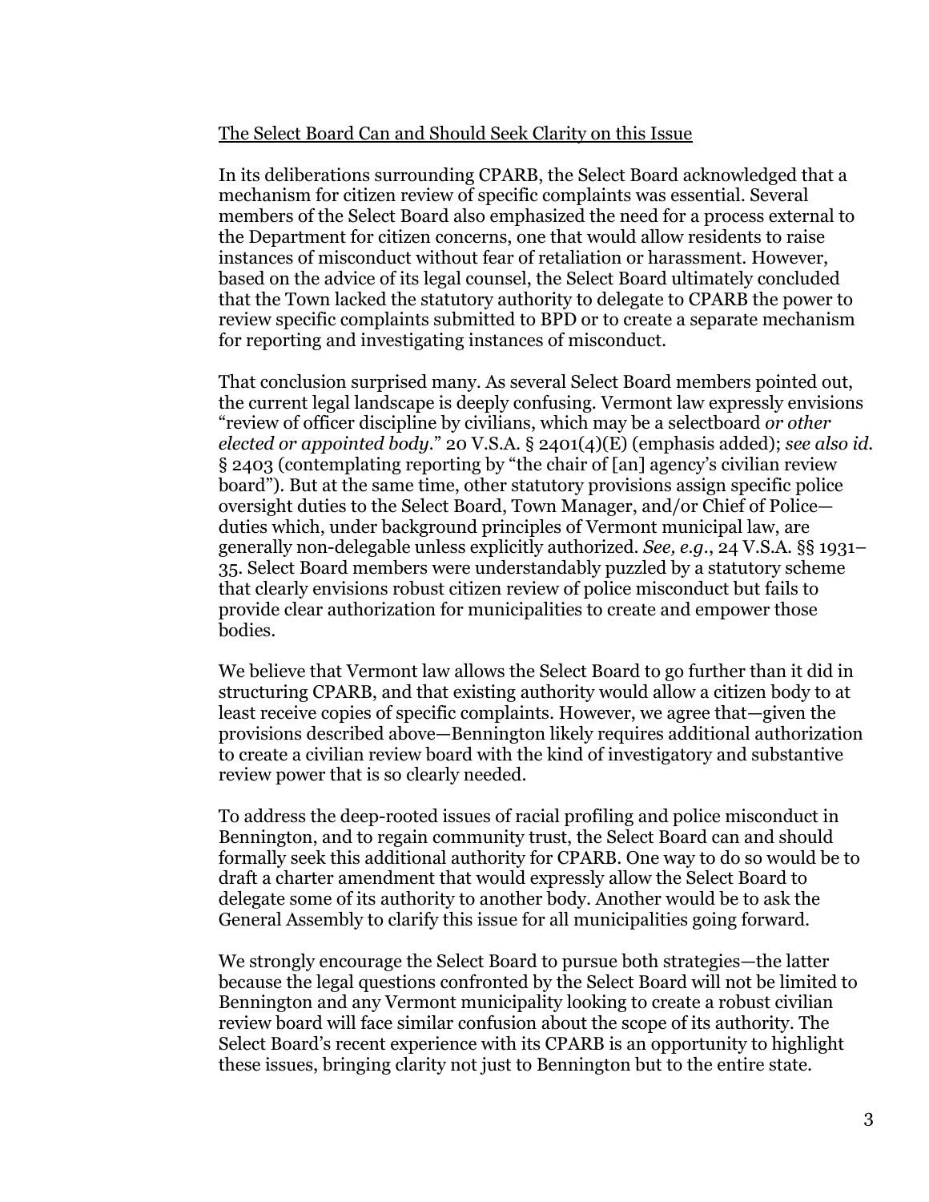<u>The Select Board Can and Should Seek Clarity on this Issue</u>

In its deliberations surrounding CPARB, the Select Board acknowledged that a mechanism for citizen review of specific complaints was essential. Several members of the Select Board also emphasized the need for a process external to the Department for citizen concerns, one that would allow residents to raise instances of misconduct without fear of retaliation or harassment. However, based on the advice of its legal counsel, the Select Board ultimately concluded that the Town lacked the statutory authority to delegate to CPARB the power to review specific complaints submitted to BPD or to create a separate mechanism for reporting and investigating instances of misconduct.

That conclusion surprised many. As several Select Board members pointed out, the current legal landscape is deeply confusing. Vermont law expressly envisions "review of officer discipline by civilians, which may be a selectboard *or other elected or appointed body*." 20 V.S.A. § 2401(4)(E) (emphasis added); *see also id.* § 2403 (contemplating reporting by "the chair of [an] agency's civilian review board"). But at the same time, other statutory provisions assign specific police oversight duties to the Select Board, Town Manager, and/or Chief of Police—duties which, under background principles of Vermont municipal law, are generally non-delegable unless explicitly authorized. *See, e.g.*, 24 V.S.A. §§ 1931–35. Select Board members were understandably puzzled by a statutory scheme that clearly envisions robust citizen review of police misconduct but fails to provide clear authorization for municipalities to create and empower those bodies.

We believe that Vermont law allows the Select Board to go further than it did in structuring CPARB, and that existing authority would allow a citizen body to at least receive copies of specific complaints. However, we agree that—given the provisions described above—Bennington likely requires additional authorization to create a civilian review board with the kind of investigatory and substantive review power that is so clearly needed.

To address the deep-rooted issues of racial profiling and police misconduct in Bennington, and to regain community trust, the Select Board can and should formally seek this additional authority for CPARB. One way to do so would be to draft a charter amendment that would expressly allow the Select Board to delegate some of its authority to another body. Another would be to ask the General Assembly to clarify this issue for all municipalities going forward.

We strongly encourage the Select Board to pursue both strategies—the latter because the legal questions confronted by the Select Board will not be limited to Bennington and any Vermont municipality looking to create a robust civilian review board will face similar confusion about the scope of its authority. The Select Board's recent experience with its CPARB is an opportunity to highlight these issues, bringing clarity not just to Bennington but to the entire state.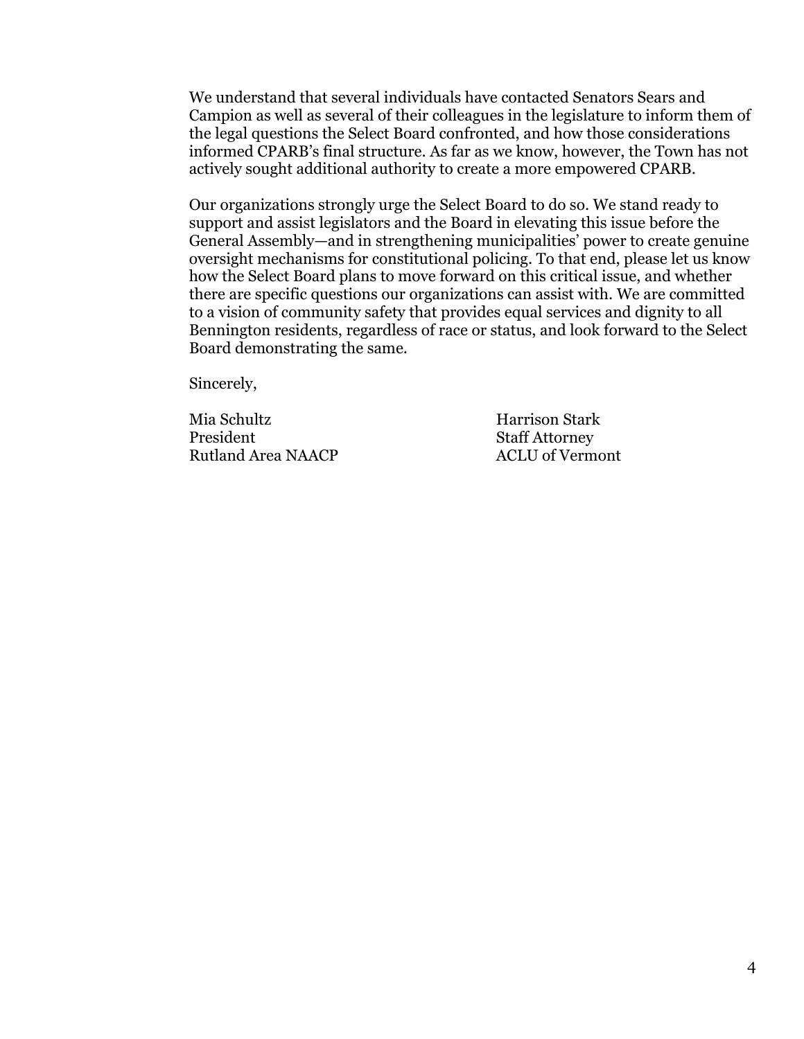We understand that several individuals have contacted Senators Sears and Campion as well as several of their colleagues in the legislature to inform them of the legal questions the Select Board confronted, and how those considerations informed CPARB's final structure. As far as we know, however, the Town has not actively sought additional authority to create a more empowered CPARB.

Our organizations strongly urge the Select Board to do so. We stand ready to support and assist legislators and the Board in elevating this issue before the General Assembly—and in strengthening municipalities' power to create genuine oversight mechanisms for constitutional policing. To that end, please let us know how the Select Board plans to move forward on this critical issue, and whether there are specific questions our organizations can assist with. We are committed to a vision of community safety that provides equal services and dignity to all Bennington residents, regardless of race or status, and look forward to the Select Board demonstrating the same.

Sincerely,

Mia Schultz
President
Rutland Area NAACP

Harrison Stark
Staff Attorney
ACLU of Vermont